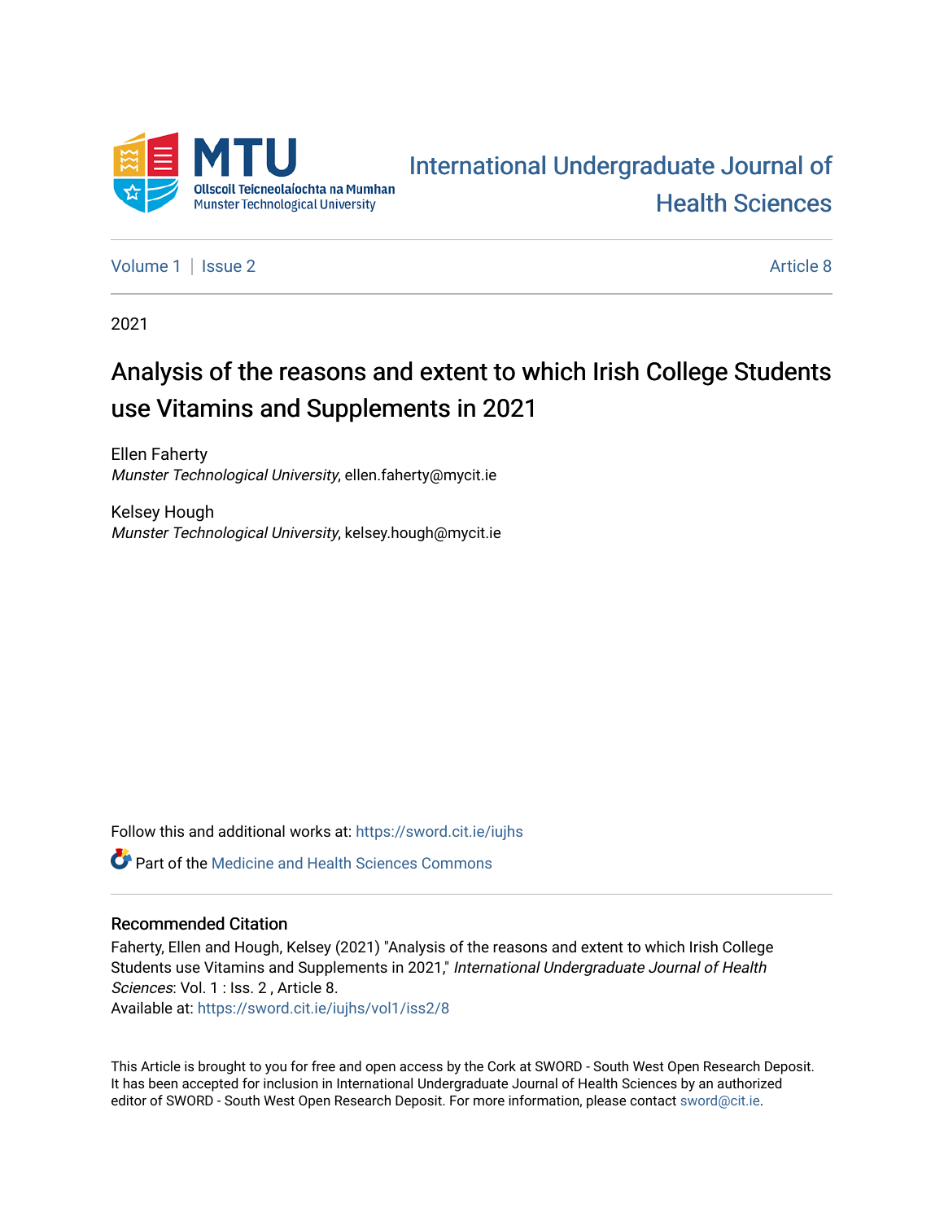MTU
Ollscoil Teicneolaíochta na Mumhan
Munster Technological University

International Undergraduate Journal of Health Sciences

Volume 1 | Issue 2 — Article 8

2021

# Analysis of the reasons and extent to which Irish College Students use Vitamins and Supplements in 2021

Ellen Faherty
*Munster Technological University*, ellen.faherty@mycit.ie

Kelsey Hough
*Munster Technological University*, kelsey.hough@mycit.ie

Follow this and additional works at: https://sword.cit.ie/iujhs

Part of the Medicine and Health Sciences Commons

## Recommended Citation

Faherty, Ellen and Hough, Kelsey (2021) "Analysis of the reasons and extent to which Irish College Students use Vitamins and Supplements in 2021," *International Undergraduate Journal of Health Sciences*: Vol. 1 : Iss. 2 , Article 8.
Available at: https://sword.cit.ie/iujhs/vol1/iss2/8

This Article is brought to you for free and open access by the Cork at SWORD - South West Open Research Deposit. It has been accepted for inclusion in International Undergraduate Journal of Health Sciences by an authorized editor of SWORD - South West Open Research Deposit. For more information, please contact sword@cit.ie.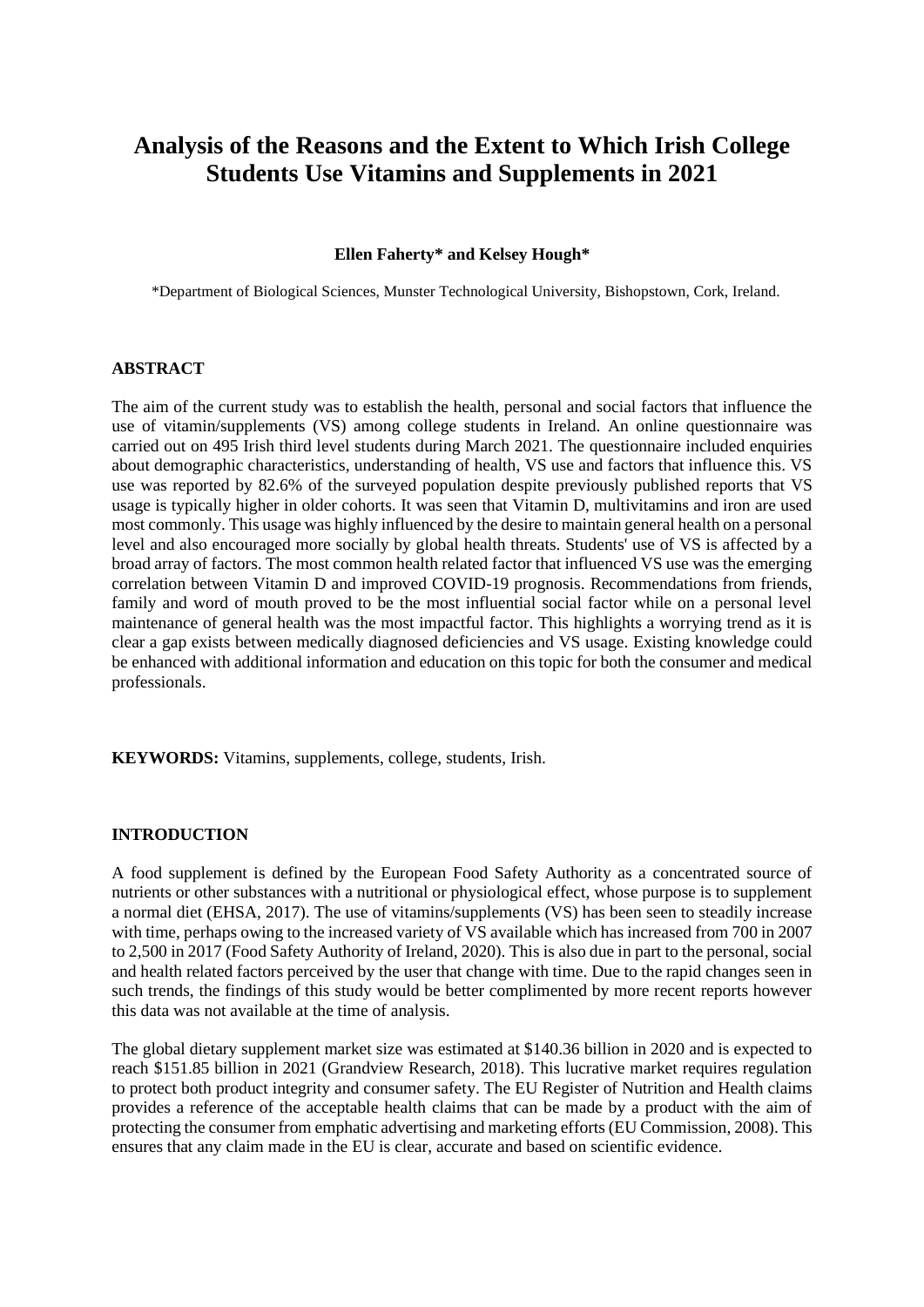# Analysis of the Reasons and the Extent to Which Irish College Students Use Vitamins and Supplements in 2021

**Ellen Faherty\* and Kelsey Hough\***

\*Department of Biological Sciences, Munster Technological University, Bishopstown, Cork, Ireland.

## ABSTRACT

The aim of the current study was to establish the health, personal and social factors that influence the use of vitamin/supplements (VS) among college students in Ireland. An online questionnaire was carried out on 495 Irish third level students during March 2021. The questionnaire included enquiries about demographic characteristics, understanding of health, VS use and factors that influence this. VS use was reported by 82.6% of the surveyed population despite previously published reports that VS usage is typically higher in older cohorts. It was seen that Vitamin D, multivitamins and iron are used most commonly. This usage was highly influenced by the desire to maintain general health on a personal level and also encouraged more socially by global health threats. Students' use of VS is affected by a broad array of factors. The most common health related factor that influenced VS use was the emerging correlation between Vitamin D and improved COVID-19 prognosis. Recommendations from friends, family and word of mouth proved to be the most influential social factor while on a personal level maintenance of general health was the most impactful factor. This highlights a worrying trend as it is clear a gap exists between medically diagnosed deficiencies and VS usage. Existing knowledge could be enhanced with additional information and education on this topic for both the consumer and medical professionals.

**KEYWORDS:** Vitamins, supplements, college, students, Irish.

## INTRODUCTION

A food supplement is defined by the European Food Safety Authority as a concentrated source of nutrients or other substances with a nutritional or physiological effect, whose purpose is to supplement a normal diet (EHSA, 2017). The use of vitamins/supplements (VS) has been seen to steadily increase with time, perhaps owing to the increased variety of VS available which has increased from 700 in 2007 to 2,500 in 2017 (Food Safety Authority of Ireland, 2020). This is also due in part to the personal, social and health related factors perceived by the user that change with time. Due to the rapid changes seen in such trends, the findings of this study would be better complimented by more recent reports however this data was not available at the time of analysis.

The global dietary supplement market size was estimated at $140.36 billion in 2020 and is expected to reach $151.85 billion in 2021 (Grandview Research, 2018). This lucrative market requires regulation to protect both product integrity and consumer safety. The EU Register of Nutrition and Health claims provides a reference of the acceptable health claims that can be made by a product with the aim of protecting the consumer from emphatic advertising and marketing efforts (EU Commission, 2008). This ensures that any claim made in the EU is clear, accurate and based on scientific evidence.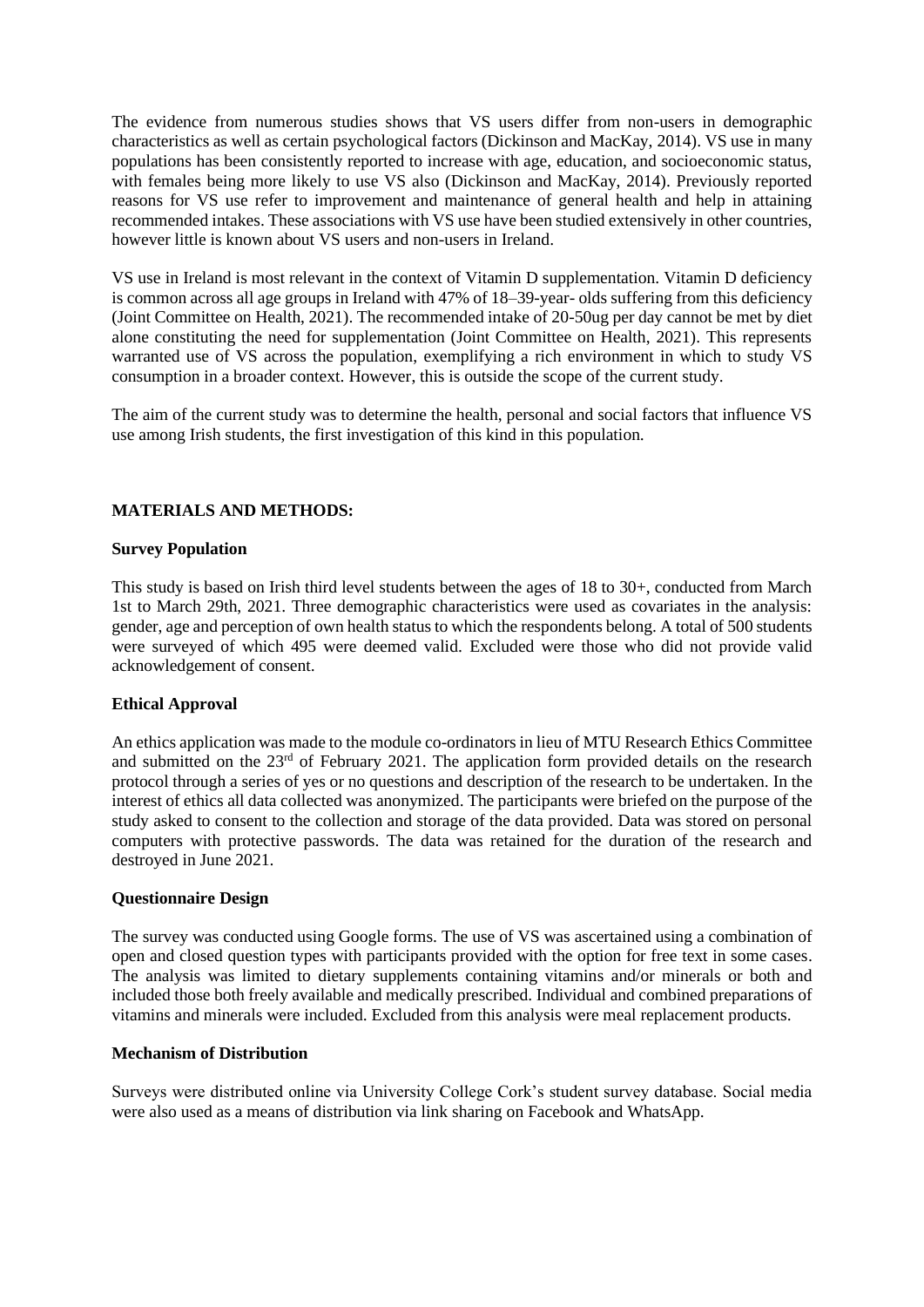The evidence from numerous studies shows that VS users differ from non-users in demographic characteristics as well as certain psychological factors (Dickinson and MacKay, 2014). VS use in many populations has been consistently reported to increase with age, education, and socioeconomic status, with females being more likely to use VS also (Dickinson and MacKay, 2014). Previously reported reasons for VS use refer to improvement and maintenance of general health and help in attaining recommended intakes. These associations with VS use have been studied extensively in other countries, however little is known about VS users and non-users in Ireland.

VS use in Ireland is most relevant in the context of Vitamin D supplementation. Vitamin D deficiency is common across all age groups in Ireland with 47% of 18–39-year- olds suffering from this deficiency (Joint Committee on Health, 2021). The recommended intake of 20-50ug per day cannot be met by diet alone constituting the need for supplementation (Joint Committee on Health, 2021). This represents warranted use of VS across the population, exemplifying a rich environment in which to study VS consumption in a broader context. However, this is outside the scope of the current study.

The aim of the current study was to determine the health, personal and social factors that influence VS use among Irish students, the first investigation of this kind in this population.

## MATERIALS AND METHODS:

### Survey Population

This study is based on Irish third level students between the ages of 18 to 30+, conducted from March 1st to March 29th, 2021. Three demographic characteristics were used as covariates in the analysis: gender, age and perception of own health status to which the respondents belong. A total of 500 students were surveyed of which 495 were deemed valid. Excluded were those who did not provide valid acknowledgement of consent.

### Ethical Approval

An ethics application was made to the module co-ordinators in lieu of MTU Research Ethics Committee and submitted on the 23rd of February 2021. The application form provided details on the research protocol through a series of yes or no questions and description of the research to be undertaken. In the interest of ethics all data collected was anonymized. The participants were briefed on the purpose of the study asked to consent to the collection and storage of the data provided. Data was stored on personal computers with protective passwords. The data was retained for the duration of the research and destroyed in June 2021.

### Questionnaire Design

The survey was conducted using Google forms. The use of VS was ascertained using a combination of open and closed question types with participants provided with the option for free text in some cases. The analysis was limited to dietary supplements containing vitamins and/or minerals or both and included those both freely available and medically prescribed. Individual and combined preparations of vitamins and minerals were included. Excluded from this analysis were meal replacement products.

### Mechanism of Distribution

Surveys were distributed online via University College Cork's student survey database. Social media were also used as a means of distribution via link sharing on Facebook and WhatsApp.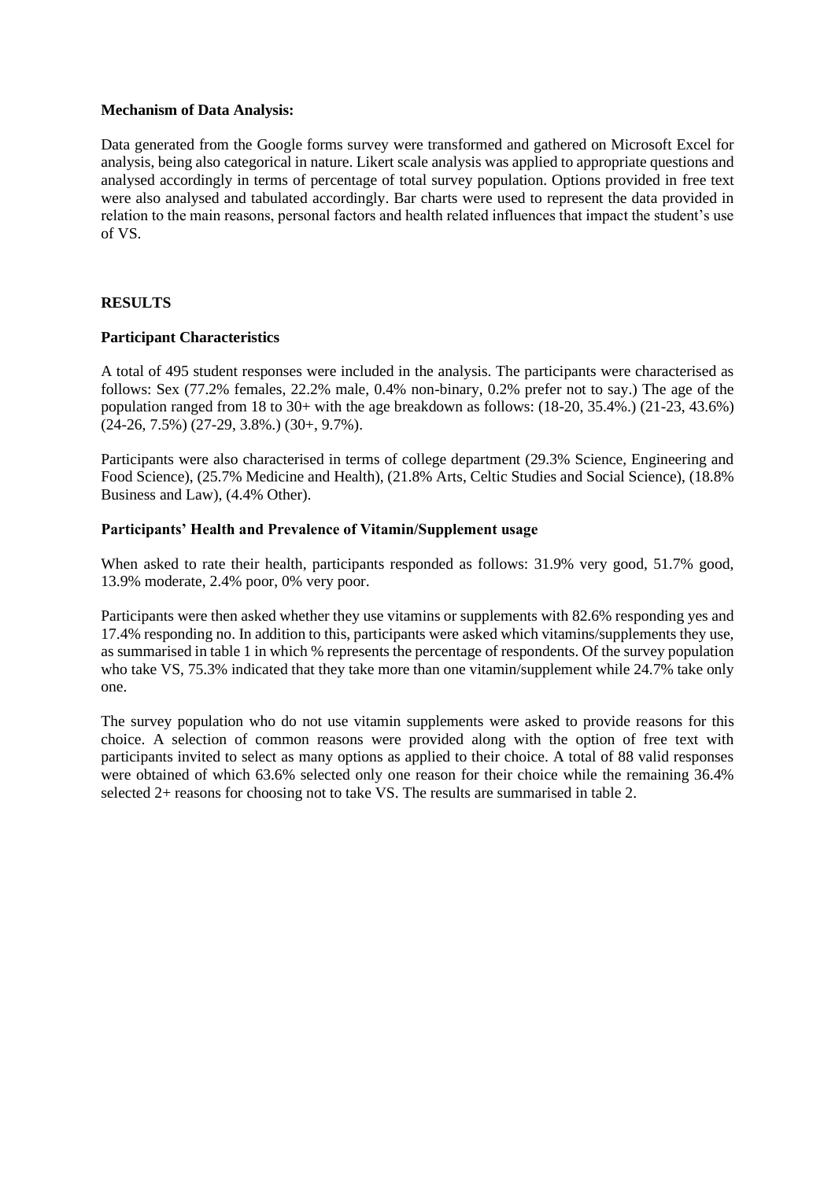**Mechanism of Data Analysis:**

Data generated from the Google forms survey were transformed and gathered on Microsoft Excel for analysis, being also categorical in nature. Likert scale analysis was applied to appropriate questions and analysed accordingly in terms of percentage of total survey population. Options provided in free text were also analysed and tabulated accordingly. Bar charts were used to represent the data provided in relation to the main reasons, personal factors and health related influences that impact the student's use of VS.

## RESULTS

### Participant Characteristics

A total of 495 student responses were included in the analysis. The participants were characterised as follows: Sex (77.2% females, 22.2% male, 0.4% non-binary, 0.2% prefer not to say.) The age of the population ranged from 18 to 30+ with the age breakdown as follows: (18-20, 35.4%.) (21-23, 43.6%) (24-26, 7.5%) (27-29, 3.8%.) (30+, 9.7%).

Participants were also characterised in terms of college department (29.3% Science, Engineering and Food Science), (25.7% Medicine and Health), (21.8% Arts, Celtic Studies and Social Science), (18.8% Business and Law), (4.4% Other).

### Participants' Health and Prevalence of Vitamin/Supplement usage

When asked to rate their health, participants responded as follows: 31.9% very good, 51.7% good, 13.9% moderate, 2.4% poor, 0% very poor.

Participants were then asked whether they use vitamins or supplements with 82.6% responding yes and 17.4% responding no. In addition to this, participants were asked which vitamins/supplements they use, as summarised in table 1 in which % represents the percentage of respondents. Of the survey population who take VS, 75.3% indicated that they take more than one vitamin/supplement while 24.7% take only one.

The survey population who do not use vitamin supplements were asked to provide reasons for this choice. A selection of common reasons were provided along with the option of free text with participants invited to select as many options as applied to their choice. A total of 88 valid responses were obtained of which 63.6% selected only one reason for their choice while the remaining 36.4% selected 2+ reasons for choosing not to take VS. The results are summarised in table 2.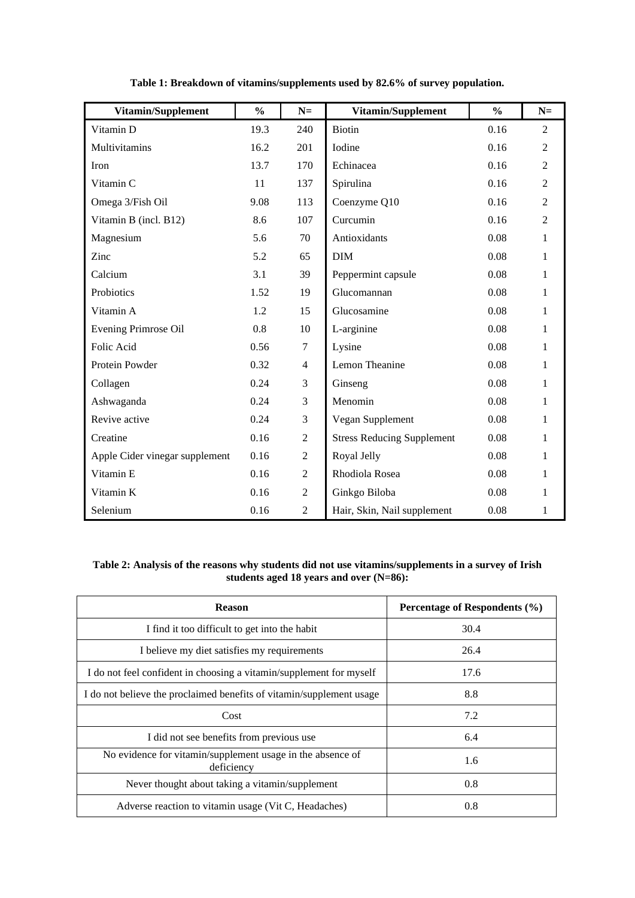**Table 1: Breakdown of vitamins/supplements used by 82.6% of survey population.**

| Vitamin/Supplement | % | N= | Vitamin/Supplement | % | N= |
|---|---|---|---|---|---|
| Vitamin D | 19.3 | 240 | Biotin | 0.16 | 2 |
| Multivitamins | 16.2 | 201 | Iodine | 0.16 | 2 |
| Iron | 13.7 | 170 | Echinacea | 0.16 | 2 |
| Vitamin C | 11 | 137 | Spirulina | 0.16 | 2 |
| Omega 3/Fish Oil | 9.08 | 113 | Coenzyme Q10 | 0.16 | 2 |
| Vitamin B (incl. B12) | 8.6 | 107 | Curcumin | 0.16 | 2 |
| Magnesium | 5.6 | 70 | Antioxidants | 0.08 | 1 |
| Zinc | 5.2 | 65 | DIM | 0.08 | 1 |
| Calcium | 3.1 | 39 | Peppermint capsule | 0.08 | 1 |
| Probiotics | 1.52 | 19 | Glucomannan | 0.08 | 1 |
| Vitamin A | 1.2 | 15 | Glucosamine | 0.08 | 1 |
| Evening Primrose Oil | 0.8 | 10 | L-arginine | 0.08 | 1 |
| Folic Acid | 0.56 | 7 | Lysine | 0.08 | 1 |
| Protein Powder | 0.32 | 4 | Lemon Theanine | 0.08 | 1 |
| Collagen | 0.24 | 3 | Ginseng | 0.08 | 1 |
| Ashwaganda | 0.24 | 3 | Menomin | 0.08 | 1 |
| Revive active | 0.24 | 3 | Vegan Supplement | 0.08 | 1 |
| Creatine | 0.16 | 2 | Stress Reducing Supplement | 0.08 | 1 |
| Apple Cider vinegar supplement | 0.16 | 2 | Royal Jelly | 0.08 | 1 |
| Vitamin E | 0.16 | 2 | Rhodiola Rosea | 0.08 | 1 |
| Vitamin K | 0.16 | 2 | Ginkgo Biloba | 0.08 | 1 |
| Selenium | 0.16 | 2 | Hair, Skin, Nail supplement | 0.08 | 1 |

**Table 2: Analysis of the reasons why students did not use vitamins/supplements in a survey of Irish students aged 18 years and over (N=86):**

| Reason | Percentage of Respondents (%) |
|---|---|
| I find it too difficult to get into the habit | 30.4 |
| I believe my diet satisfies my requirements | 26.4 |
| I do not feel confident in choosing a vitamin/supplement for myself | 17.6 |
| I do not believe the proclaimed benefits of vitamin/supplement usage | 8.8 |
| Cost | 7.2 |
| I did not see benefits from previous use | 6.4 |
| No evidence for vitamin/supplement usage in the absence of deficiency | 1.6 |
| Never thought about taking a vitamin/supplement | 0.8 |
| Adverse reaction to vitamin usage (Vit C, Headaches) | 0.8 |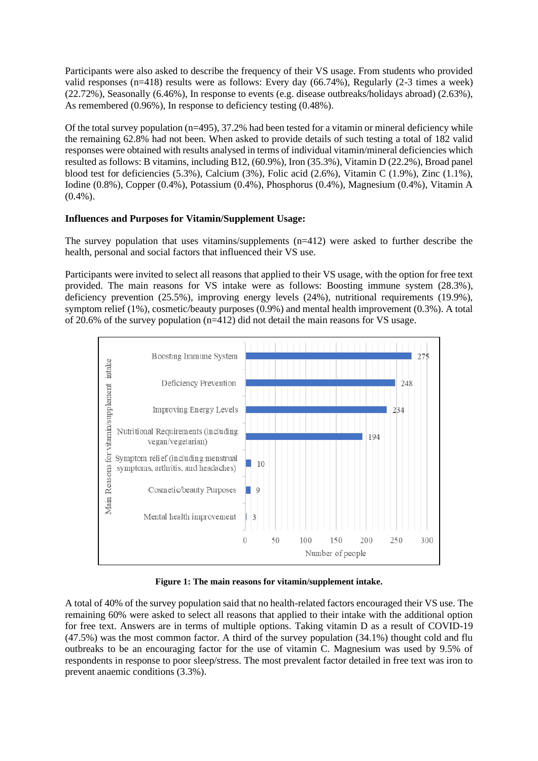Participants were also asked to describe the frequency of their VS usage. From students who provided valid responses (n=418) results were as follows: Every day (66.74%), Regularly (2-3 times a week) (22.72%), Seasonally (6.46%), In response to events (e.g. disease outbreaks/holidays abroad) (2.63%), As remembered (0.96%), In response to deficiency testing (0.48%).

Of the total survey population (n=495), 37.2% had been tested for a vitamin or mineral deficiency while the remaining 62.8% had not been. When asked to provide details of such testing a total of 182 valid responses were obtained with results analysed in terms of individual vitamin/mineral deficiencies which resulted as follows: B vitamins, including B12, (60.9%), Iron (35.3%), Vitamin D (22.2%), Broad panel blood test for deficiencies (5.3%), Calcium (3%), Folic acid (2.6%), Vitamin C (1.9%), Zinc (1.1%), Iodine (0.8%), Copper (0.4%), Potassium (0.4%), Phosphorus (0.4%), Magnesium (0.4%), Vitamin A (0.4%).

**Influences and Purposes for Vitamin/Supplement Usage:**

The survey population that uses vitamins/supplements (n=412) were asked to further describe the health, personal and social factors that influenced their VS use.

Participants were invited to select all reasons that applied to their VS usage, with the option for free text provided. The main reasons for VS intake were as follows: Boosting immune system (28.3%), deficiency prevention (25.5%), improving energy levels (24%), nutritional requirements (19.9%), symptom relief (1%), cosmetic/beauty purposes (0.9%) and mental health improvement (0.3%). A total of 20.6% of the survey population (n=412) did not detail the main reasons for VS usage.

| Main Reasons for vitamin/supplement intake | Number of people |
|---|---|
| Boosting Immune System | 275 |
| Deficiency Prevention | 248 |
| Improving Energy Levels | 234 |
| Nutritional Requirements (including vegan/vegetarian) | 194 |
| Symptom relief (including menstrual symptoms, arthritis, and headaches) | 10 |
| Cosmetic/beauty Purposes | 9 |
| Mental health improvement | 3 |

**Figure 1: The main reasons for vitamin/supplement intake.**

A total of 40% of the survey population said that no health-related factors encouraged their VS use. The remaining 60% were asked to select all reasons that applied to their intake with the additional option for free text. Answers are in terms of multiple options. Taking vitamin D as a result of COVID-19 (47.5%) was the most common factor. A third of the survey population (34.1%) thought cold and flu outbreaks to be an encouraging factor for the use of vitamin C. Magnesium was used by 9.5% of respondents in response to poor sleep/stress. The most prevalent factor detailed in free text was iron to prevent anaemic conditions (3.3%).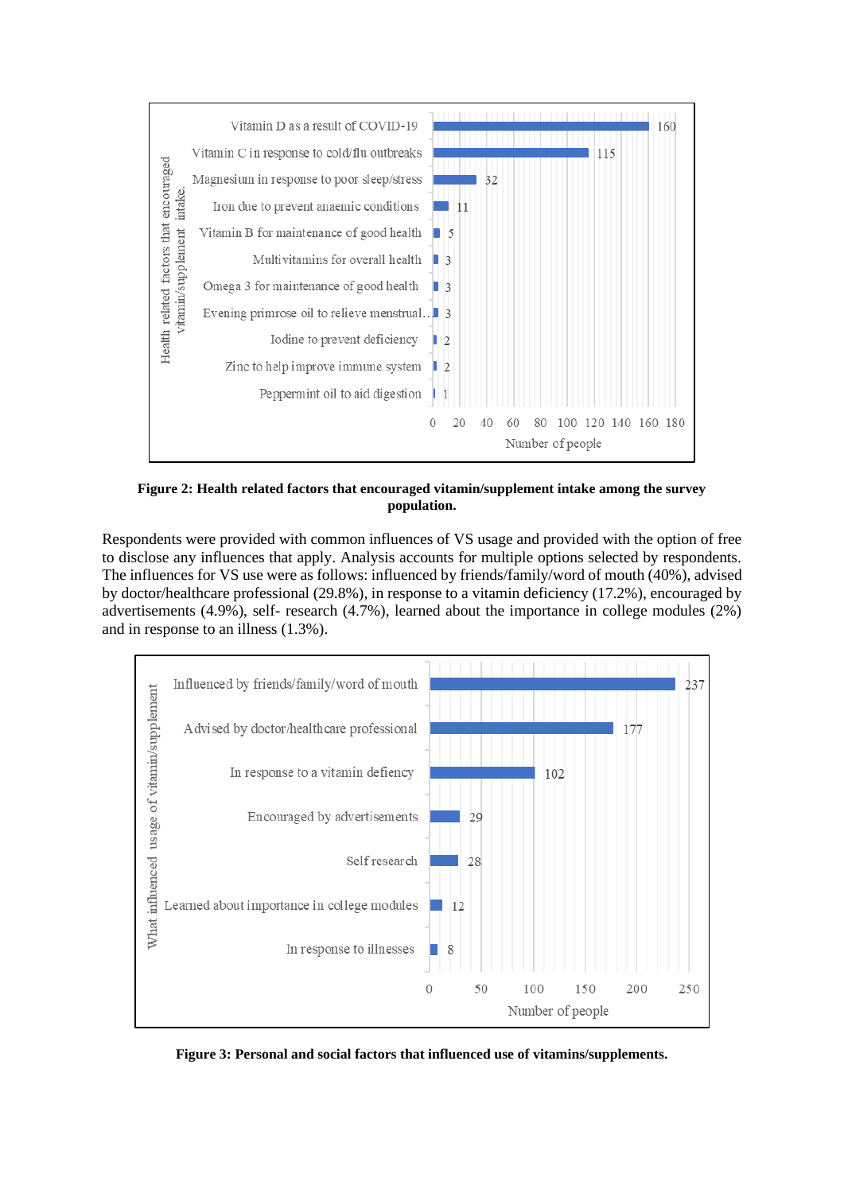**Figure 2: Health related factors that encouraged vitamin/supplement intake among the survey population.**

Respondents were provided with common influences of VS usage and provided with the option of free to disclose any influences that apply. Analysis accounts for multiple options selected by respondents. The influences for VS use were as follows: influenced by friends/family/word of mouth (40%), advised by doctor/healthcare professional (29.8%), in response to a vitamin deficiency (17.2%), encouraged by advertisements (4.9%), self- research (4.7%), learned about the importance in college modules (2%) and in response to an illness (1.3%).

**Figure 3: Personal and social factors that influenced use of vitamins/supplements.**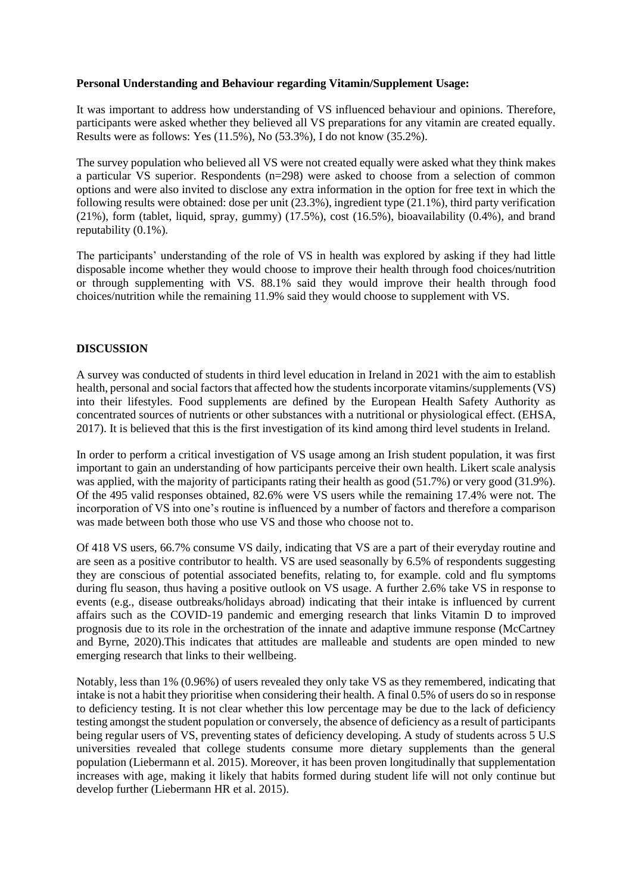**Personal Understanding and Behaviour regarding Vitamin/Supplement Usage:**

It was important to address how understanding of VS influenced behaviour and opinions. Therefore, participants were asked whether they believed all VS preparations for any vitamin are created equally. Results were as follows: Yes (11.5%), No (53.3%), I do not know (35.2%).

The survey population who believed all VS were not created equally were asked what they think makes a particular VS superior. Respondents (n=298) were asked to choose from a selection of common options and were also invited to disclose any extra information in the option for free text in which the following results were obtained: dose per unit (23.3%), ingredient type (21.1%), third party verification (21%), form (tablet, liquid, spray, gummy) (17.5%), cost (16.5%), bioavailability (0.4%), and brand reputability (0.1%).

The participants' understanding of the role of VS in health was explored by asking if they had little disposable income whether they would choose to improve their health through food choices/nutrition or through supplementing with VS. 88.1% said they would improve their health through food choices/nutrition while the remaining 11.9% said they would choose to supplement with VS.

## DISCUSSION

A survey was conducted of students in third level education in Ireland in 2021 with the aim to establish health, personal and social factors that affected how the students incorporate vitamins/supplements (VS) into their lifestyles. Food supplements are defined by the European Health Safety Authority as concentrated sources of nutrients or other substances with a nutritional or physiological effect. (EHSA, 2017). It is believed that this is the first investigation of its kind among third level students in Ireland.

In order to perform a critical investigation of VS usage among an Irish student population, it was first important to gain an understanding of how participants perceive their own health. Likert scale analysis was applied, with the majority of participants rating their health as good (51.7%) or very good (31.9%). Of the 495 valid responses obtained, 82.6% were VS users while the remaining 17.4% were not. The incorporation of VS into one's routine is influenced by a number of factors and therefore a comparison was made between both those who use VS and those who choose not to.

Of 418 VS users, 66.7% consume VS daily, indicating that VS are a part of their everyday routine and are seen as a positive contributor to health. VS are used seasonally by 6.5% of respondents suggesting they are conscious of potential associated benefits, relating to, for example. cold and flu symptoms during flu season, thus having a positive outlook on VS usage. A further 2.6% take VS in response to events (e.g., disease outbreaks/holidays abroad) indicating that their intake is influenced by current affairs such as the COVID-19 pandemic and emerging research that links Vitamin D to improved prognosis due to its role in the orchestration of the innate and adaptive immune response (McCartney and Byrne, 2020).This indicates that attitudes are malleable and students are open minded to new emerging research that links to their wellbeing.

Notably, less than 1% (0.96%) of users revealed they only take VS as they remembered, indicating that intake is not a habit they prioritise when considering their health. A final 0.5% of users do so in response to deficiency testing. It is not clear whether this low percentage may be due to the lack of deficiency testing amongst the student population or conversely, the absence of deficiency as a result of participants being regular users of VS, preventing states of deficiency developing. A study of students across 5 U.S universities revealed that college students consume more dietary supplements than the general population (Liebermann et al. 2015). Moreover, it has been proven longitudinally that supplementation increases with age, making it likely that habits formed during student life will not only continue but develop further (Liebermann HR et al. 2015).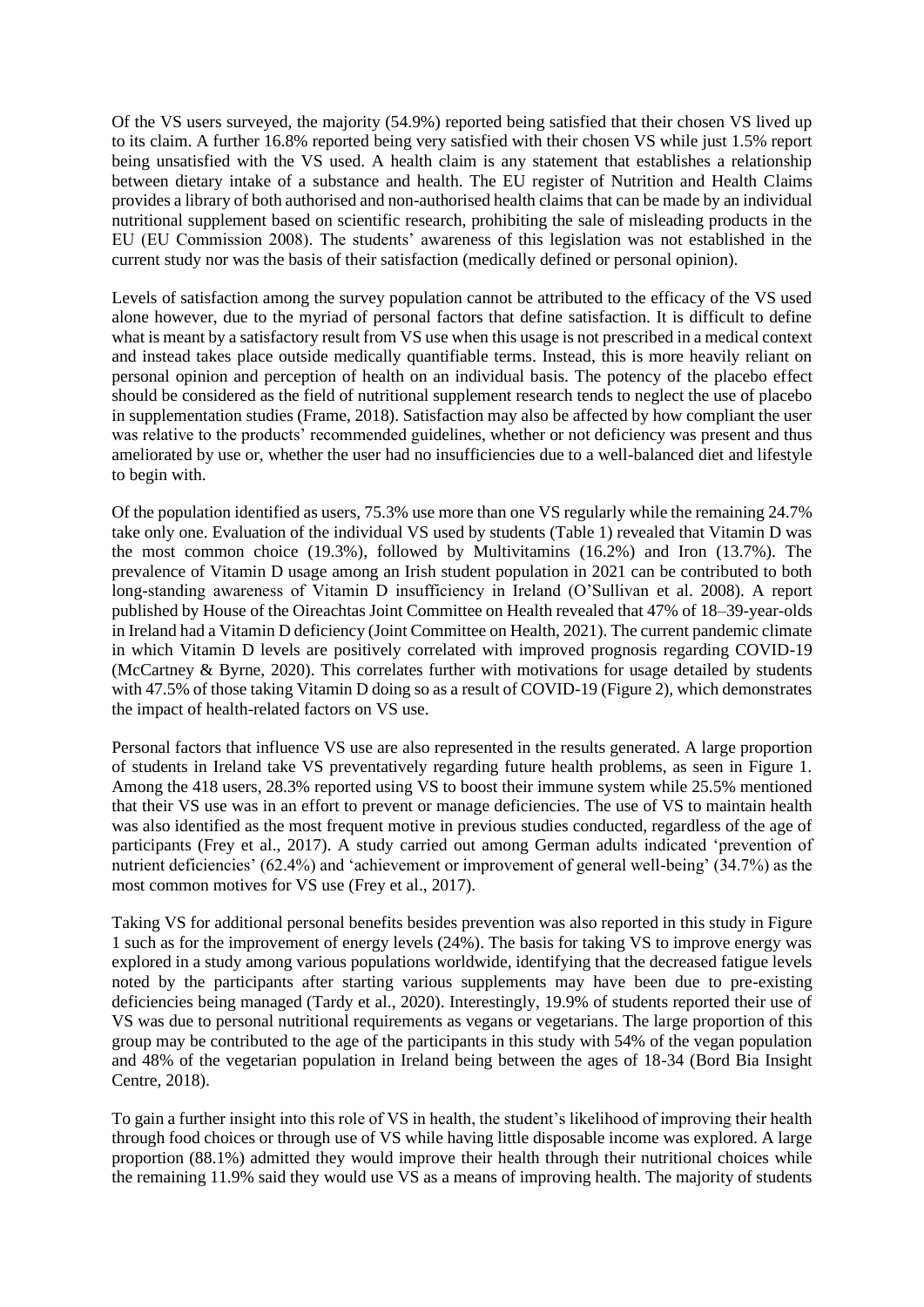Of the VS users surveyed, the majority (54.9%) reported being satisfied that their chosen VS lived up to its claim. A further 16.8% reported being very satisfied with their chosen VS while just 1.5% report being unsatisfied with the VS used. A health claim is any statement that establishes a relationship between dietary intake of a substance and health. The EU register of Nutrition and Health Claims provides a library of both authorised and non-authorised health claims that can be made by an individual nutritional supplement based on scientific research, prohibiting the sale of misleading products in the EU (EU Commission 2008). The students' awareness of this legislation was not established in the current study nor was the basis of their satisfaction (medically defined or personal opinion).

Levels of satisfaction among the survey population cannot be attributed to the efficacy of the VS used alone however, due to the myriad of personal factors that define satisfaction. It is difficult to define what is meant by a satisfactory result from VS use when this usage is not prescribed in a medical context and instead takes place outside medically quantifiable terms. Instead, this is more heavily reliant on personal opinion and perception of health on an individual basis. The potency of the placebo effect should be considered as the field of nutritional supplement research tends to neglect the use of placebo in supplementation studies (Frame, 2018). Satisfaction may also be affected by how compliant the user was relative to the products' recommended guidelines, whether or not deficiency was present and thus ameliorated by use or, whether the user had no insufficiencies due to a well-balanced diet and lifestyle to begin with.

Of the population identified as users, 75.3% use more than one VS regularly while the remaining 24.7% take only one. Evaluation of the individual VS used by students (Table 1) revealed that Vitamin D was the most common choice (19.3%), followed by Multivitamins (16.2%) and Iron (13.7%). The prevalence of Vitamin D usage among an Irish student population in 2021 can be contributed to both long-standing awareness of Vitamin D insufficiency in Ireland (O'Sullivan et al. 2008). A report published by House of the Oireachtas Joint Committee on Health revealed that 47% of 18–39-year-olds in Ireland had a Vitamin D deficiency (Joint Committee on Health, 2021). The current pandemic climate in which Vitamin D levels are positively correlated with improved prognosis regarding COVID-19 (McCartney & Byrne, 2020). This correlates further with motivations for usage detailed by students with 47.5% of those taking Vitamin D doing so as a result of COVID-19 (Figure 2), which demonstrates the impact of health-related factors on VS use.

Personal factors that influence VS use are also represented in the results generated. A large proportion of students in Ireland take VS preventatively regarding future health problems, as seen in Figure 1. Among the 418 users, 28.3% reported using VS to boost their immune system while 25.5% mentioned that their VS use was in an effort to prevent or manage deficiencies. The use of VS to maintain health was also identified as the most frequent motive in previous studies conducted, regardless of the age of participants (Frey et al., 2017). A study carried out among German adults indicated 'prevention of nutrient deficiencies' (62.4%) and 'achievement or improvement of general well-being' (34.7%) as the most common motives for VS use (Frey et al., 2017).

Taking VS for additional personal benefits besides prevention was also reported in this study in Figure 1 such as for the improvement of energy levels (24%). The basis for taking VS to improve energy was explored in a study among various populations worldwide, identifying that the decreased fatigue levels noted by the participants after starting various supplements may have been due to pre-existing deficiencies being managed (Tardy et al., 2020). Interestingly, 19.9% of students reported their use of VS was due to personal nutritional requirements as vegans or vegetarians. The large proportion of this group may be contributed to the age of the participants in this study with 54% of the vegan population and 48% of the vegetarian population in Ireland being between the ages of 18-34 (Bord Bia Insight Centre, 2018).

To gain a further insight into this role of VS in health, the student's likelihood of improving their health through food choices or through use of VS while having little disposable income was explored. A large proportion (88.1%) admitted they would improve their health through their nutritional choices while the remaining 11.9% said they would use VS as a means of improving health. The majority of students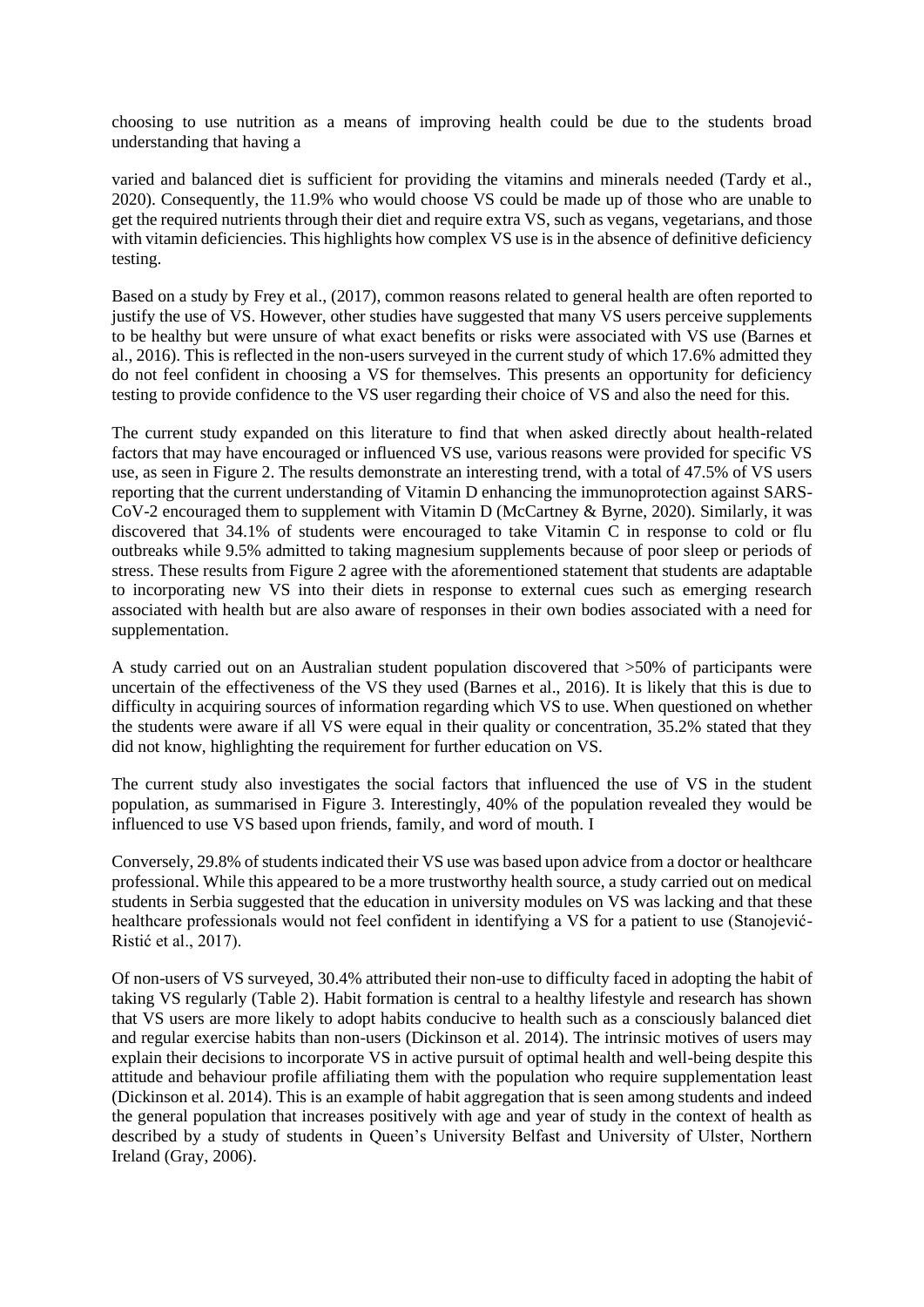choosing to use nutrition as a means of improving health could be due to the students broad understanding that having a

varied and balanced diet is sufficient for providing the vitamins and minerals needed (Tardy et al., 2020). Consequently, the 11.9% who would choose VS could be made up of those who are unable to get the required nutrients through their diet and require extra VS, such as vegans, vegetarians, and those with vitamin deficiencies. This highlights how complex VS use is in the absence of definitive deficiency testing.

Based on a study by Frey et al., (2017), common reasons related to general health are often reported to justify the use of VS. However, other studies have suggested that many VS users perceive supplements to be healthy but were unsure of what exact benefits or risks were associated with VS use (Barnes et al., 2016). This is reflected in the non-users surveyed in the current study of which 17.6% admitted they do not feel confident in choosing a VS for themselves. This presents an opportunity for deficiency testing to provide confidence to the VS user regarding their choice of VS and also the need for this.

The current study expanded on this literature to find that when asked directly about health-related factors that may have encouraged or influenced VS use, various reasons were provided for specific VS use, as seen in Figure 2. The results demonstrate an interesting trend, with a total of 47.5% of VS users reporting that the current understanding of Vitamin D enhancing the immunoprotection against SARS-CoV-2 encouraged them to supplement with Vitamin D (McCartney & Byrne, 2020). Similarly, it was discovered that 34.1% of students were encouraged to take Vitamin C in response to cold or flu outbreaks while 9.5% admitted to taking magnesium supplements because of poor sleep or periods of stress. These results from Figure 2 agree with the aforementioned statement that students are adaptable to incorporating new VS into their diets in response to external cues such as emerging research associated with health but are also aware of responses in their own bodies associated with a need for supplementation.

A study carried out on an Australian student population discovered that >50% of participants were uncertain of the effectiveness of the VS they used (Barnes et al., 2016). It is likely that this is due to difficulty in acquiring sources of information regarding which VS to use. When questioned on whether the students were aware if all VS were equal in their quality or concentration, 35.2% stated that they did not know, highlighting the requirement for further education on VS.

The current study also investigates the social factors that influenced the use of VS in the student population, as summarised in Figure 3. Interestingly, 40% of the population revealed they would be influenced to use VS based upon friends, family, and word of mouth. I

Conversely, 29.8% of students indicated their VS use was based upon advice from a doctor or healthcare professional. While this appeared to be a more trustworthy health source, a study carried out on medical students in Serbia suggested that the education in university modules on VS was lacking and that these healthcare professionals would not feel confident in identifying a VS for a patient to use (Stanojević-Ristić et al., 2017).

Of non-users of VS surveyed, 30.4% attributed their non-use to difficulty faced in adopting the habit of taking VS regularly (Table 2). Habit formation is central to a healthy lifestyle and research has shown that VS users are more likely to adopt habits conducive to health such as a consciously balanced diet and regular exercise habits than non-users (Dickinson et al. 2014). The intrinsic motives of users may explain their decisions to incorporate VS in active pursuit of optimal health and well-being despite this attitude and behaviour profile affiliating them with the population who require supplementation least (Dickinson et al. 2014). This is an example of habit aggregation that is seen among students and indeed the general population that increases positively with age and year of study in the context of health as described by a study of students in Queen's University Belfast and University of Ulster, Northern Ireland (Gray, 2006).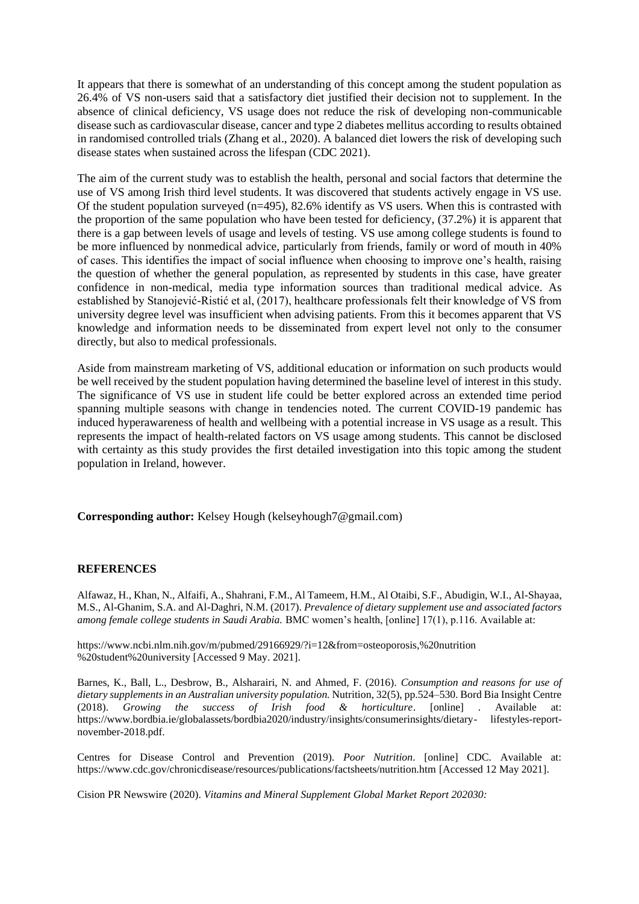It appears that there is somewhat of an understanding of this concept among the student population as 26.4% of VS non-users said that a satisfactory diet justified their decision not to supplement. In the absence of clinical deficiency, VS usage does not reduce the risk of developing non-communicable disease such as cardiovascular disease, cancer and type 2 diabetes mellitus according to results obtained in randomised controlled trials (Zhang et al., 2020). A balanced diet lowers the risk of developing such disease states when sustained across the lifespan (CDC 2021).

The aim of the current study was to establish the health, personal and social factors that determine the use of VS among Irish third level students. It was discovered that students actively engage in VS use. Of the student population surveyed (n=495), 82.6% identify as VS users. When this is contrasted with the proportion of the same population who have been tested for deficiency, (37.2%) it is apparent that there is a gap between levels of usage and levels of testing. VS use among college students is found to be more influenced by nonmedical advice, particularly from friends, family or word of mouth in 40% of cases. This identifies the impact of social influence when choosing to improve one's health, raising the question of whether the general population, as represented by students in this case, have greater confidence in non-medical, media type information sources than traditional medical advice. As established by Stanojević-Ristić et al, (2017), healthcare professionals felt their knowledge of VS from university degree level was insufficient when advising patients. From this it becomes apparent that VS knowledge and information needs to be disseminated from expert level not only to the consumer directly, but also to medical professionals.

Aside from mainstream marketing of VS, additional education or information on such products would be well received by the student population having determined the baseline level of interest in this study. The significance of VS use in student life could be better explored across an extended time period spanning multiple seasons with change in tendencies noted. The current COVID-19 pandemic has induced hyperawareness of health and wellbeing with a potential increase in VS usage as a result. This represents the impact of health-related factors on VS usage among students. This cannot be disclosed with certainty as this study provides the first detailed investigation into this topic among the student population in Ireland, however.

**Corresponding author:** Kelsey Hough (kelseyhough7@gmail.com)

## REFERENCES

Alfawaz, H., Khan, N., Alfaifi, A., Shahrani, F.M., Al Tameem, H.M., Al Otaibi, S.F., Abudigin, W.I., Al-Shayaa, M.S., Al-Ghanim, S.A. and Al-Daghri, N.M. (2017). *Prevalence of dietary supplement use and associated factors among female college students in Saudi Arabia.* BMC women's health, [online] 17(1), p.116. Available at:

https://www.ncbi.nlm.nih.gov/m/pubmed/29166929/?i=12&from=osteoporosis,%20nutrition %20student%20university [Accessed 9 May. 2021].

Barnes, K., Ball, L., Desbrow, B., Alsharairi, N. and Ahmed, F. (2016). *Consumption and reasons for use of dietary supplements in an Australian university population.* Nutrition, 32(5), pp.524–530. Bord Bia Insight Centre (2018). *Growing the success of Irish food & horticulture*. [online] . Available at: https://www.bordbia.ie/globalassets/bordbia2020/industry/insights/consumerinsights/dietary- lifestyles-report-november-2018.pdf.

Centres for Disease Control and Prevention (2019). *Poor Nutrition*. [online] CDC. Available at: https://www.cdc.gov/chronicdisease/resources/publications/factsheets/nutrition.htm [Accessed 12 May 2021].

Cision PR Newswire (2020). *Vitamins and Mineral Supplement Global Market Report 202030:*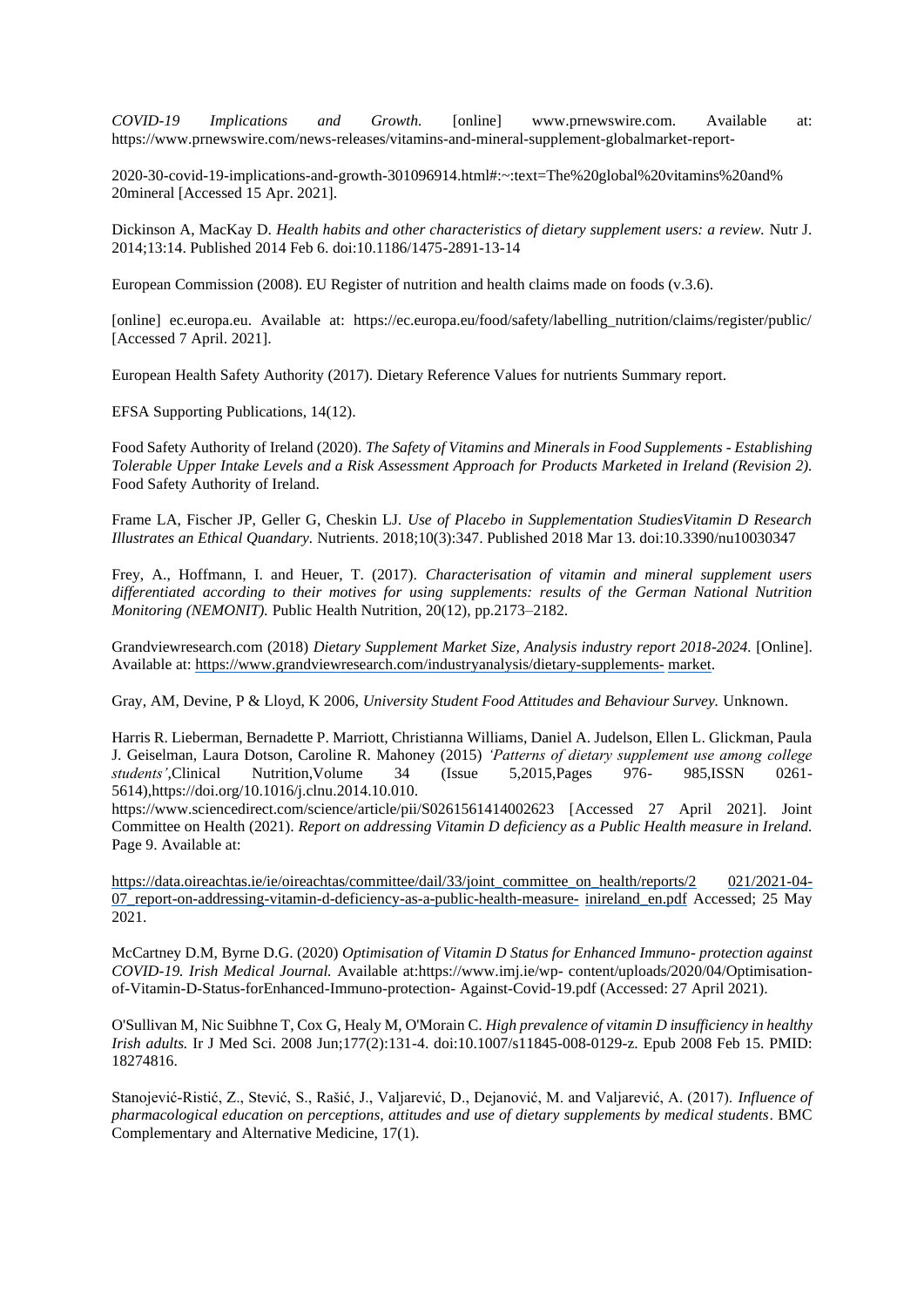*COVID-19 Implications and Growth.* [online] www.prnewswire.com. Available at: https://www.prnewswire.com/news-releases/vitamins-and-mineral-supplement-globalmarket-report-

2020-30-covid-19-implications-and-growth-301096914.html#:~:text=The%20global%20vitamins%20and%20mineral [Accessed 15 Apr. 2021].

Dickinson A, MacKay D. *Health habits and other characteristics of dietary supplement users: a review.* Nutr J. 2014;13:14. Published 2014 Feb 6. doi:10.1186/1475-2891-13-14

European Commission (2008). EU Register of nutrition and health claims made on foods (v.3.6).

[online] ec.europa.eu. Available at: https://ec.europa.eu/food/safety/labelling_nutrition/claims/register/public/ [Accessed 7 April. 2021].

European Health Safety Authority (2017). Dietary Reference Values for nutrients Summary report.

EFSA Supporting Publications, 14(12).

Food Safety Authority of Ireland (2020). *The Safety of Vitamins and Minerals in Food Supplements - Establishing Tolerable Upper Intake Levels and a Risk Assessment Approach for Products Marketed in Ireland (Revision 2).* Food Safety Authority of Ireland.

Frame LA, Fischer JP, Geller G, Cheskin LJ. *Use of Placebo in Supplementation StudiesVitamin D Research Illustrates an Ethical Quandary.* Nutrients. 2018;10(3):347. Published 2018 Mar 13. doi:10.3390/nu10030347

Frey, A., Hoffmann, I. and Heuer, T. (2017). *Characterisation of vitamin and mineral supplement users differentiated according to their motives for using supplements: results of the German National Nutrition Monitoring (NEMONIT).* Public Health Nutrition, 20(12), pp.2173–2182.

Grandviewresearch.com (2018) *Dietary Supplement Market Size, Analysis industry report 2018-2024.* [Online]. Available at: https://www.grandviewresearch.com/industryanalysis/dietary-supplements- market.

Gray, AM, Devine, P & Lloyd, K 2006, *University Student Food Attitudes and Behaviour Survey.* Unknown.

Harris R. Lieberman, Bernadette P. Marriott, Christianna Williams, Daniel A. Judelson, Ellen L. Glickman, Paula J. Geiselman, Laura Dotson, Caroline R. Mahoney (2015) *'Patterns of dietary supplement use among college students'*,Clinical Nutrition,Volume 34 (Issue 5,2015,Pages 976- 985,ISSN 0261-5614),https://doi.org/10.1016/j.clnu.2014.10.010.
https://www.sciencedirect.com/science/article/pii/S0261561414002623 [Accessed 27 April 2021]. Joint Committee on Health (2021). *Report on addressing Vitamin D deficiency as a Public Health measure in Ireland.* Page 9. Available at:

https://data.oireachtas.ie/ie/oireachtas/committee/dail/33/joint_committee_on_health/reports/2 021/2021-04-07_report-on-addressing-vitamin-d-deficiency-as-a-public-health-measure- inireland_en.pdf Accessed; 25 May 2021.

McCartney D.M, Byrne D.G. (2020) *Optimisation of Vitamin D Status for Enhanced Immuno- protection against COVID-19. Irish Medical Journal.* Available at:https://www.imj.ie/wp- content/uploads/2020/04/Optimisation-of-Vitamin-D-Status-forEnhanced-Immuno-protection- Against-Covid-19.pdf (Accessed: 27 April 2021).

O'Sullivan M, Nic Suibhne T, Cox G, Healy M, O'Morain C. *High prevalence of vitamin D insufficiency in healthy Irish adults.* Ir J Med Sci. 2008 Jun;177(2):131-4. doi:10.1007/s11845-008-0129-z. Epub 2008 Feb 15. PMID: 18274816.

Stanojević-Ristić, Z., Stević, S., Rašić, J., Valjarević, D., Dejanović, M. and Valjarević, A. (2017). *Influence of pharmacological education on perceptions, attitudes and use of dietary supplements by medical students*. BMC Complementary and Alternative Medicine, 17(1).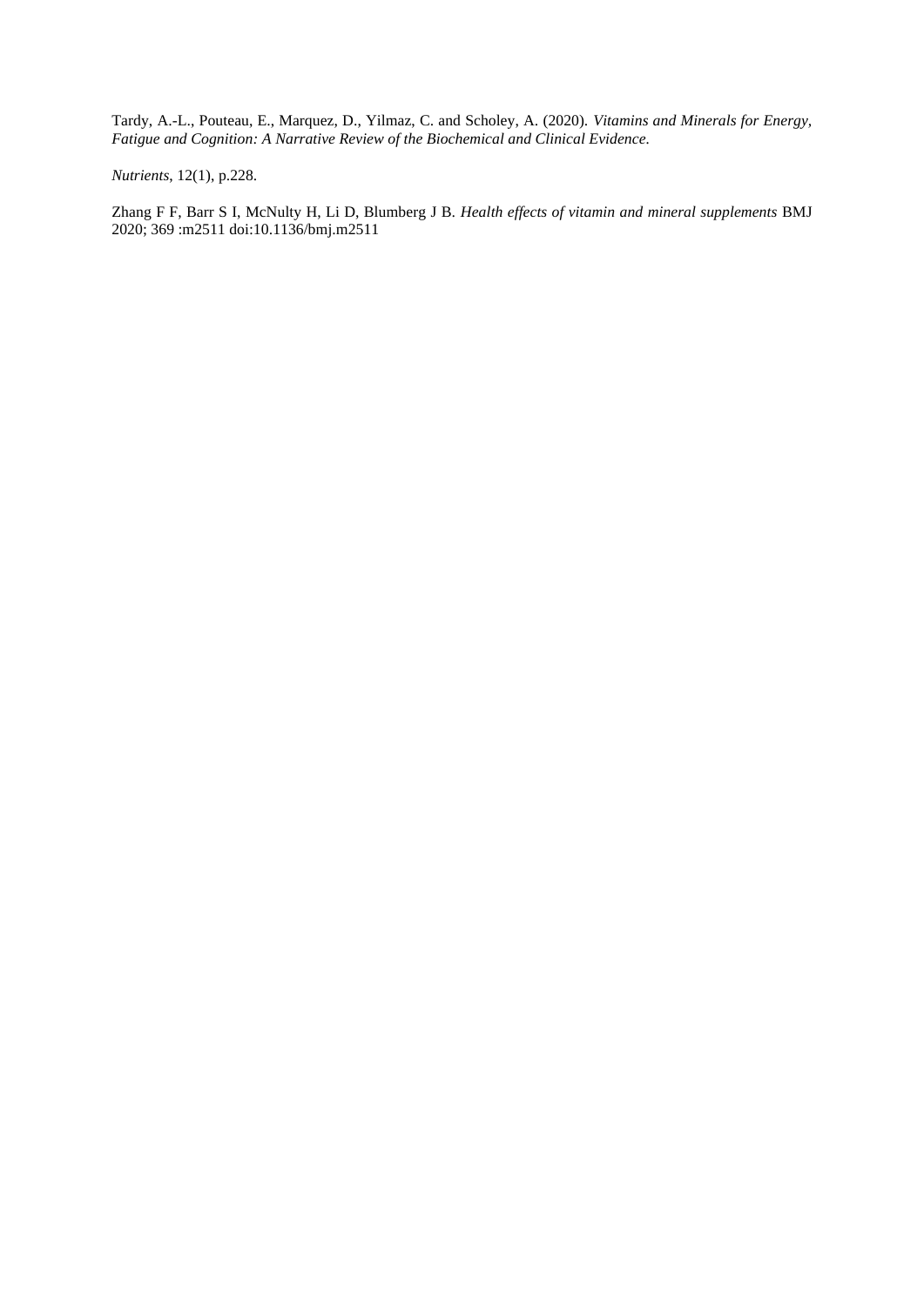Tardy, A.-L., Pouteau, E., Marquez, D., Yilmaz, C. and Scholey, A. (2020). *Vitamins and Minerals for Energy, Fatigue and Cognition: A Narrative Review of the Biochemical and Clinical Evidence.*

*Nutrients*, 12(1), p.228.

Zhang F F, Barr S I, McNulty H, Li D, Blumberg J B. *Health effects of vitamin and mineral supplements* BMJ 2020; 369 :m2511 doi:10.1136/bmj.m2511